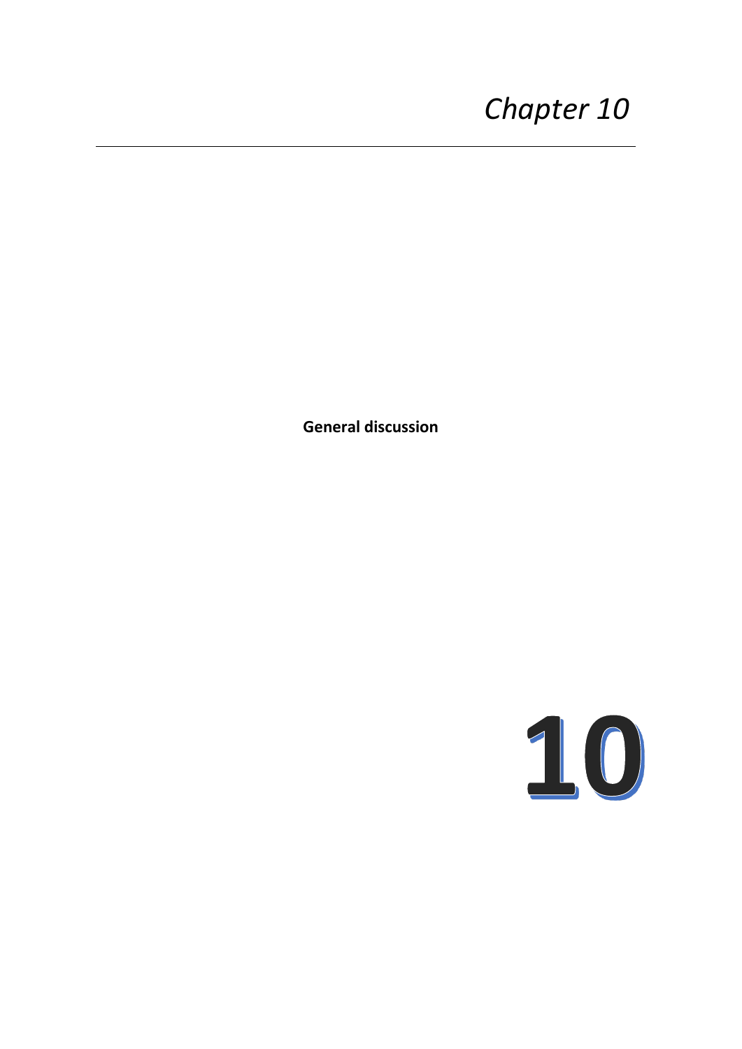# Chapter 10

## General discussion

10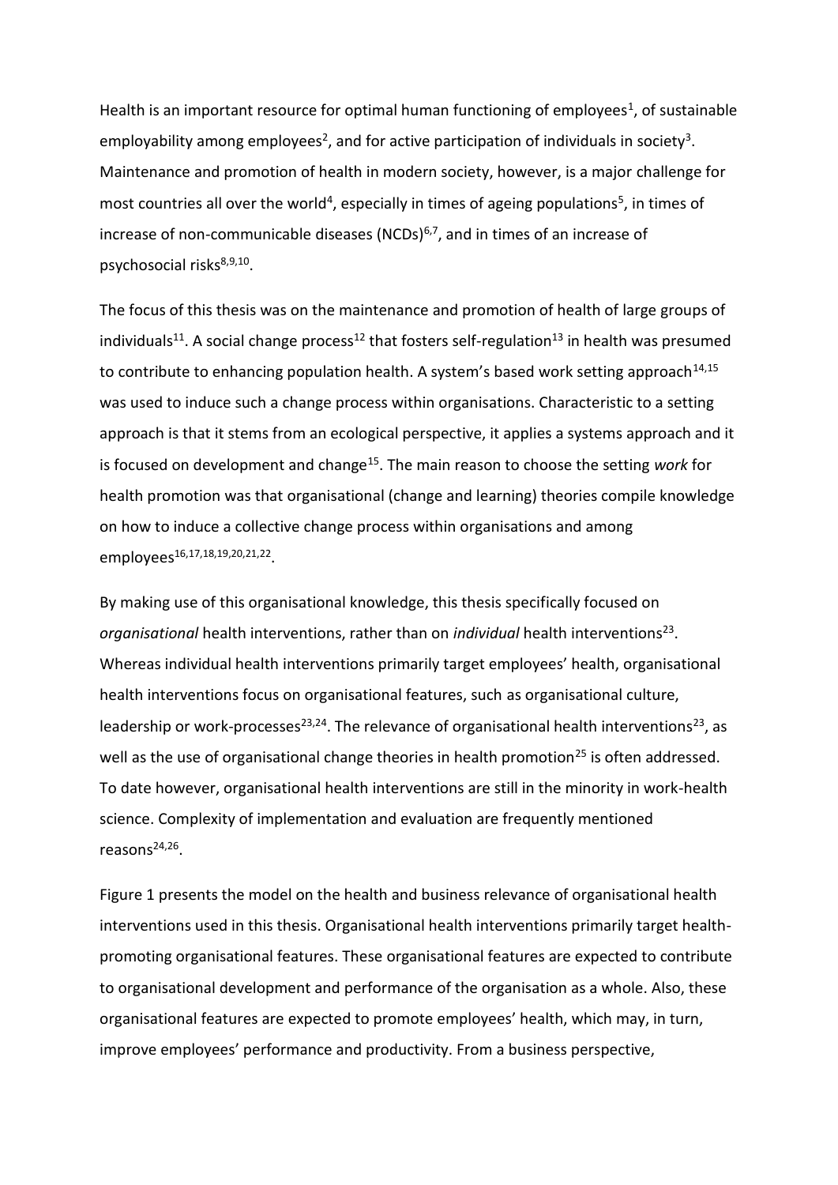Health is an important resource for optimal human functioning of employees[1], of sustainable employability among employees[2], and for active participation of individuals in society[3]. Maintenance and promotion of health in modern society, however, is a major challenge for most countries all over the world[4], especially in times of ageing populations[5], in times of increase of non-communicable diseases (NCDs)[6,7], and in times of an increase of psychosocial risks[8,9,10].

The focus of this thesis was on the maintenance and promotion of health of large groups of individuals[11]. A social change process[12] that fosters self-regulation[13] in health was presumed to contribute to enhancing population health. A system's based work setting approach[14,15] was used to induce such a change process within organisations. Characteristic to a setting approach is that it stems from an ecological perspective, it applies a systems approach and it is focused on development and change[15]. The main reason to choose the setting *work* for health promotion was that organisational (change and learning) theories compile knowledge on how to induce a collective change process within organisations and among employees[16,17,18,19,20,21,22].

By making use of this organisational knowledge, this thesis specifically focused on *organisational* health interventions, rather than on *individual* health interventions[23]. Whereas individual health interventions primarily target employees' health, organisational health interventions focus on organisational features, such as organisational culture, leadership or work-processes[23,24]. The relevance of organisational health interventions[23], as well as the use of organisational change theories in health promotion[25] is often addressed. To date however, organisational health interventions are still in the minority in work-health science. Complexity of implementation and evaluation are frequently mentioned reasons[24,26].

Figure 1 presents the model on the health and business relevance of organisational health interventions used in this thesis. Organisational health interventions primarily target health-promoting organisational features. These organisational features are expected to contribute to organisational development and performance of the organisation as a whole. Also, these organisational features are expected to promote employees' health, which may, in turn, improve employees' performance and productivity. From a business perspective,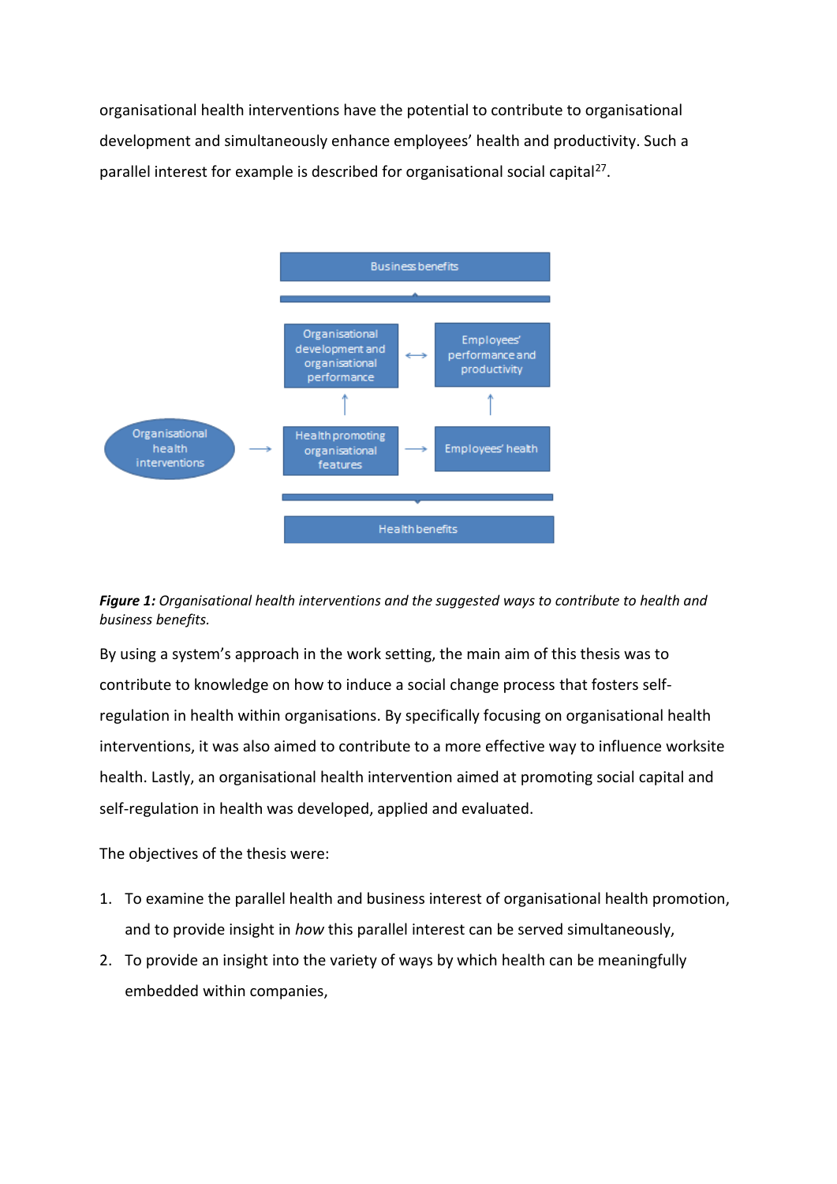organisational health interventions have the potential to contribute to organisational development and simultaneously enhance employees' health and productivity. Such a parallel interest for example is described for organisational social capital[27].

***Figure 1:*** *Organisational health interventions and the suggested ways to contribute to health and business benefits.*

By using a system's approach in the work setting, the main aim of this thesis was to contribute to knowledge on how to induce a social change process that fosters self-regulation in health within organisations. By specifically focusing on organisational health interventions, it was also aimed to contribute to a more effective way to influence worksite health. Lastly, an organisational health intervention aimed at promoting social capital and self-regulation in health was developed, applied and evaluated.

The objectives of the thesis were:

1. To examine the parallel health and business interest of organisational health promotion, and to provide insight in *how* this parallel interest can be served simultaneously,
2. To provide an insight into the variety of ways by which health can be meaningfully embedded within companies,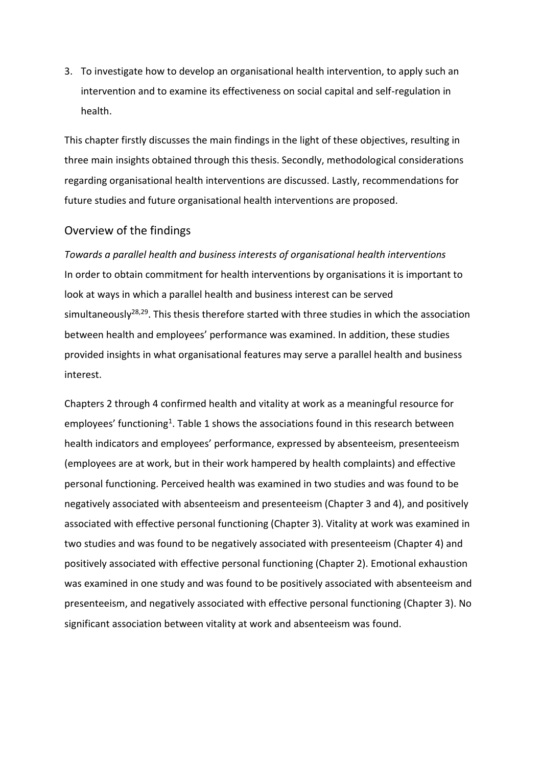3. To investigate how to develop an organisational health intervention, to apply such an intervention and to examine its effectiveness on social capital and self-regulation in health.

This chapter firstly discusses the main findings in the light of these objectives, resulting in three main insights obtained through this thesis. Secondly, methodological considerations regarding organisational health interventions are discussed. Lastly, recommendations for future studies and future organisational health interventions are proposed.

## Overview of the findings

*Towards a parallel health and business interests of organisational health interventions*

In order to obtain commitment for health interventions by organisations it is important to look at ways in which a parallel health and business interest can be served simultaneously[28,29]. This thesis therefore started with three studies in which the association between health and employees' performance was examined. In addition, these studies provided insights in what organisational features may serve a parallel health and business interest.

Chapters 2 through 4 confirmed health and vitality at work as a meaningful resource for employees' functioning[1]. Table 1 shows the associations found in this research between health indicators and employees' performance, expressed by absenteeism, presenteeism (employees are at work, but in their work hampered by health complaints) and effective personal functioning. Perceived health was examined in two studies and was found to be negatively associated with absenteeism and presenteeism (Chapter 3 and 4), and positively associated with effective personal functioning (Chapter 3). Vitality at work was examined in two studies and was found to be negatively associated with presenteeism (Chapter 4) and positively associated with effective personal functioning (Chapter 2). Emotional exhaustion was examined in one study and was found to be positively associated with absenteeism and presenteeism, and negatively associated with effective personal functioning (Chapter 3). No significant association between vitality at work and absenteeism was found.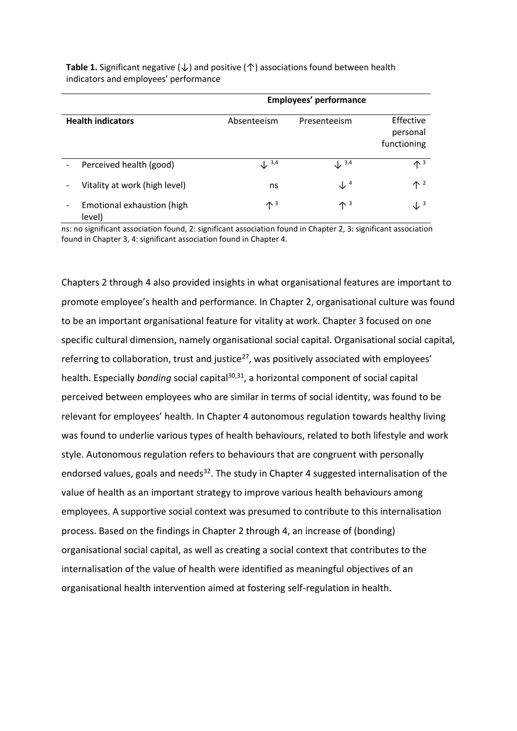**Table 1.** Significant negative (↓) and positive (↑) associations found between health indicators and employees' performance

| | Employees' performance | | |
|---|---|---|---|
| **Health indicators** | Absenteeism | Presenteeism | Effective personal functioning |
| - Perceived health (good) | ↓ [3,4] | ↓ [3,4] | ↑ [3] |
| - Vitality at work (high level) | ns | ↓ [4] | ↑ [2] |
| - Emotional exhaustion (high level) | ↑ [3] | ↑ [3] | ↓ [3] |

ns: no significant association found, 2: significant association found in Chapter 2, 3: significant association found in Chapter 3, 4: significant association found in Chapter 4.

Chapters 2 through 4 also provided insights in what organisational features are important to promote employee's health and performance. In Chapter 2, organisational culture was found to be an important organisational feature for vitality at work. Chapter 3 focused on one specific cultural dimension, namely organisational social capital. Organisational social capital, referring to collaboration, trust and justice[27], was positively associated with employees' health. Especially *bonding* social capital[30,31], a horizontal component of social capital perceived between employees who are similar in terms of social identity, was found to be relevant for employees' health. In Chapter 4 autonomous regulation towards healthy living was found to underlie various types of health behaviours, related to both lifestyle and work style. Autonomous regulation refers to behaviours that are congruent with personally endorsed values, goals and needs[32]. The study in Chapter 4 suggested internalisation of the value of health as an important strategy to improve various health behaviours among employees. A supportive social context was presumed to contribute to this internalisation process. Based on the findings in Chapter 2 through 4, an increase of (bonding) organisational social capital, as well as creating a social context that contributes to the internalisation of the value of health were identified as meaningful objectives of an organisational health intervention aimed at fostering self-regulation in health.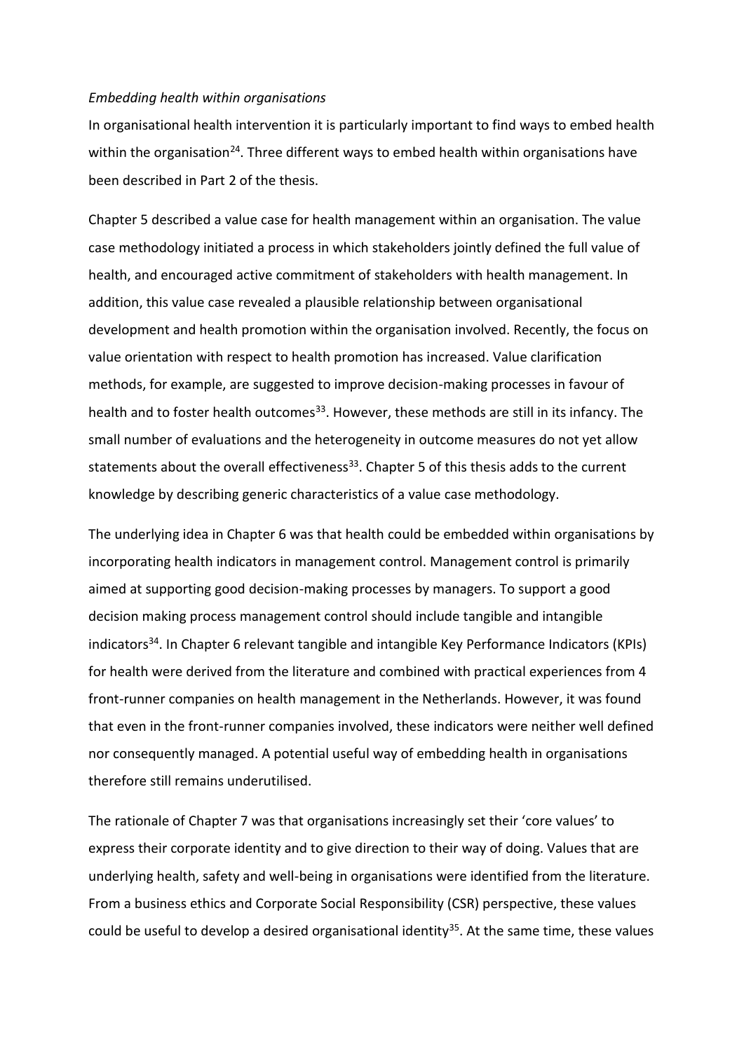*Embedding health within organisations*

In organisational health intervention it is particularly important to find ways to embed health within the organisation[24]. Three different ways to embed health within organisations have been described in Part 2 of the thesis.

Chapter 5 described a value case for health management within an organisation. The value case methodology initiated a process in which stakeholders jointly defined the full value of health, and encouraged active commitment of stakeholders with health management. In addition, this value case revealed a plausible relationship between organisational development and health promotion within the organisation involved. Recently, the focus on value orientation with respect to health promotion has increased. Value clarification methods, for example, are suggested to improve decision-making processes in favour of health and to foster health outcomes[33]. However, these methods are still in its infancy. The small number of evaluations and the heterogeneity in outcome measures do not yet allow statements about the overall effectiveness[33]. Chapter 5 of this thesis adds to the current knowledge by describing generic characteristics of a value case methodology.

The underlying idea in Chapter 6 was that health could be embedded within organisations by incorporating health indicators in management control. Management control is primarily aimed at supporting good decision-making processes by managers. To support a good decision making process management control should include tangible and intangible indicators[34]. In Chapter 6 relevant tangible and intangible Key Performance Indicators (KPIs) for health were derived from the literature and combined with practical experiences from 4 front-runner companies on health management in the Netherlands. However, it was found that even in the front-runner companies involved, these indicators were neither well defined nor consequently managed. A potential useful way of embedding health in organisations therefore still remains underutilised.

The rationale of Chapter 7 was that organisations increasingly set their 'core values' to express their corporate identity and to give direction to their way of doing. Values that are underlying health, safety and well-being in organisations were identified from the literature. From a business ethics and Corporate Social Responsibility (CSR) perspective, these values could be useful to develop a desired organisational identity[35]. At the same time, these values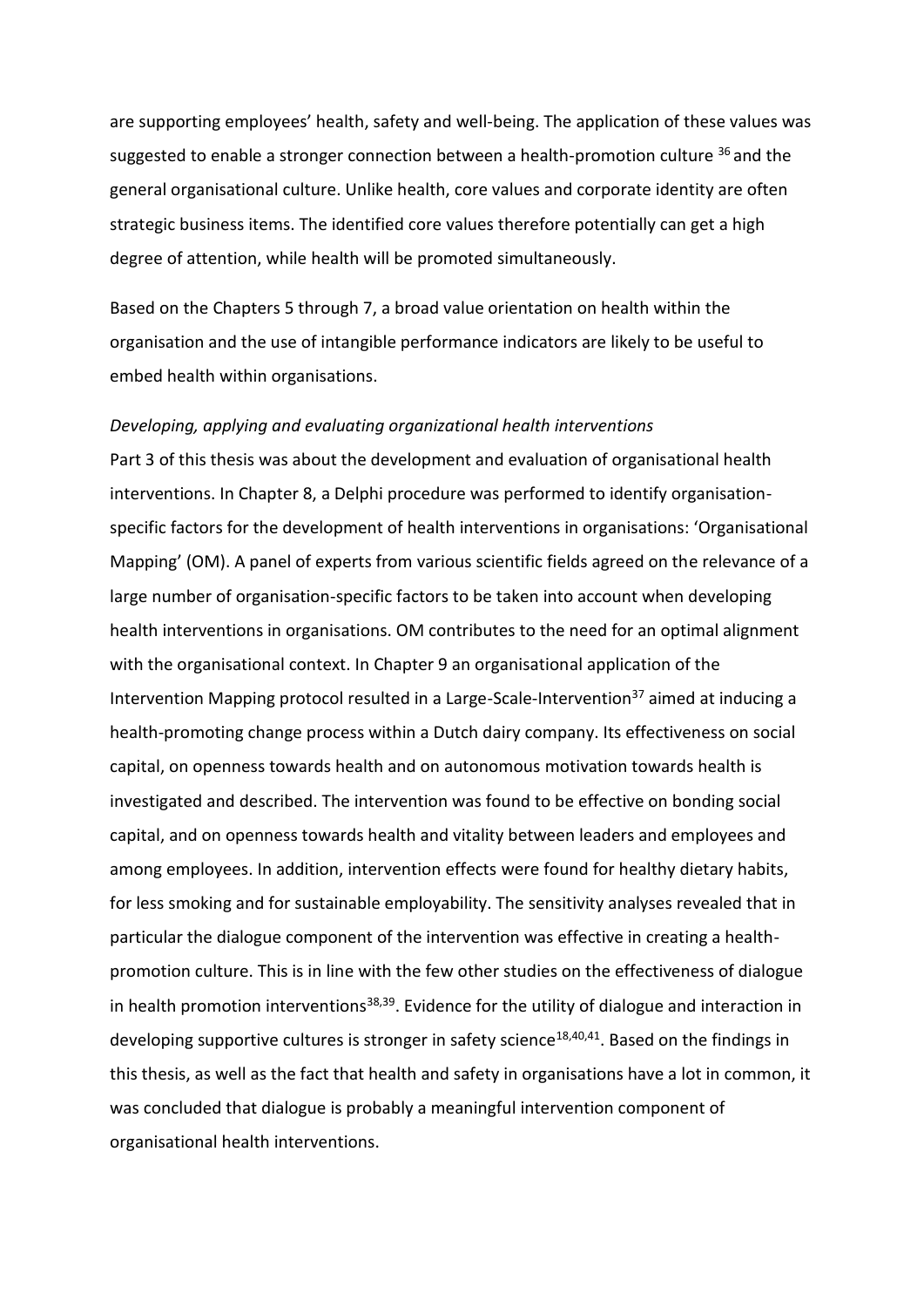are supporting employees' health, safety and well-being. The application of these values was suggested to enable a stronger connection between a health-promotion culture [36] and the general organisational culture. Unlike health, core values and corporate identity are often strategic business items. The identified core values therefore potentially can get a high degree of attention, while health will be promoted simultaneously.

Based on the Chapters 5 through 7, a broad value orientation on health within the organisation and the use of intangible performance indicators are likely to be useful to embed health within organisations.

*Developing, applying and evaluating organizational health interventions*

Part 3 of this thesis was about the development and evaluation of organisational health interventions. In Chapter 8, a Delphi procedure was performed to identify organisation-specific factors for the development of health interventions in organisations: 'Organisational Mapping' (OM). A panel of experts from various scientific fields agreed on the relevance of a large number of organisation-specific factors to be taken into account when developing health interventions in organisations. OM contributes to the need for an optimal alignment with the organisational context. In Chapter 9 an organisational application of the Intervention Mapping protocol resulted in a Large-Scale-Intervention[37] aimed at inducing a health-promoting change process within a Dutch dairy company. Its effectiveness on social capital, on openness towards health and on autonomous motivation towards health is investigated and described. The intervention was found to be effective on bonding social capital, and on openness towards health and vitality between leaders and employees and among employees. In addition, intervention effects were found for healthy dietary habits, for less smoking and for sustainable employability. The sensitivity analyses revealed that in particular the dialogue component of the intervention was effective in creating a health-promotion culture. This is in line with the few other studies on the effectiveness of dialogue in health promotion interventions[38,39]. Evidence for the utility of dialogue and interaction in developing supportive cultures is stronger in safety science[18,40,41]. Based on the findings in this thesis, as well as the fact that health and safety in organisations have a lot in common, it was concluded that dialogue is probably a meaningful intervention component of organisational health interventions.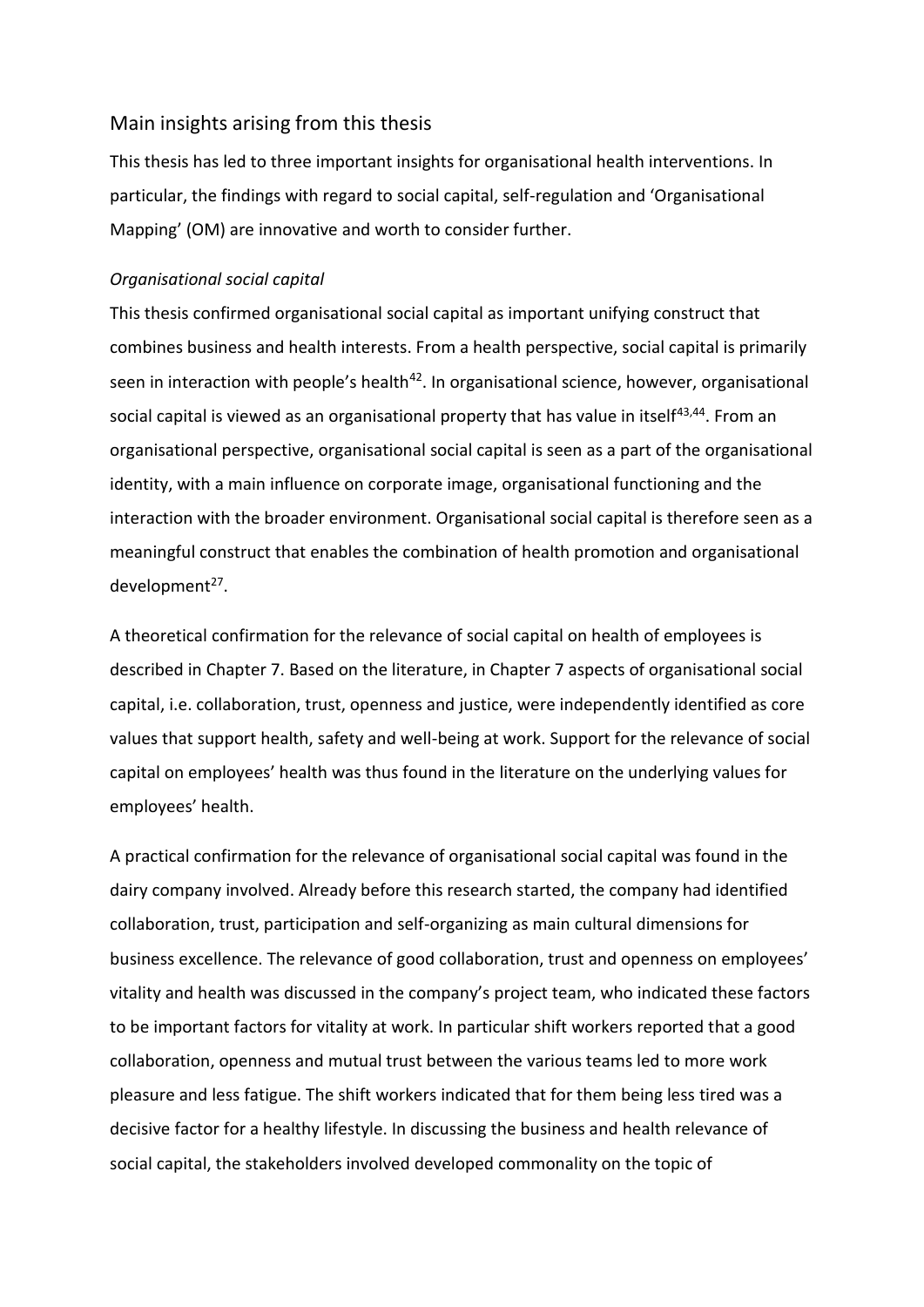## Main insights arising from this thesis

This thesis has led to three important insights for organisational health interventions. In particular, the findings with regard to social capital, self-regulation and 'Organisational Mapping' (OM) are innovative and worth to consider further.

### *Organisational social capital*

This thesis confirmed organisational social capital as important unifying construct that combines business and health interests. From a health perspective, social capital is primarily seen in interaction with people's health[42]. In organisational science, however, organisational social capital is viewed as an organisational property that has value in itself[43,44]. From an organisational perspective, organisational social capital is seen as a part of the organisational identity, with a main influence on corporate image, organisational functioning and the interaction with the broader environment. Organisational social capital is therefore seen as a meaningful construct that enables the combination of health promotion and organisational development[27].

A theoretical confirmation for the relevance of social capital on health of employees is described in Chapter 7. Based on the literature, in Chapter 7 aspects of organisational social capital, i.e. collaboration, trust, openness and justice, were independently identified as core values that support health, safety and well-being at work. Support for the relevance of social capital on employees' health was thus found in the literature on the underlying values for employees' health.

A practical confirmation for the relevance of organisational social capital was found in the dairy company involved. Already before this research started, the company had identified collaboration, trust, participation and self-organizing as main cultural dimensions for business excellence. The relevance of good collaboration, trust and openness on employees' vitality and health was discussed in the company's project team, who indicated these factors to be important factors for vitality at work. In particular shift workers reported that a good collaboration, openness and mutual trust between the various teams led to more work pleasure and less fatigue. The shift workers indicated that for them being less tired was a decisive factor for a healthy lifestyle. In discussing the business and health relevance of social capital, the stakeholders involved developed commonality on the topic of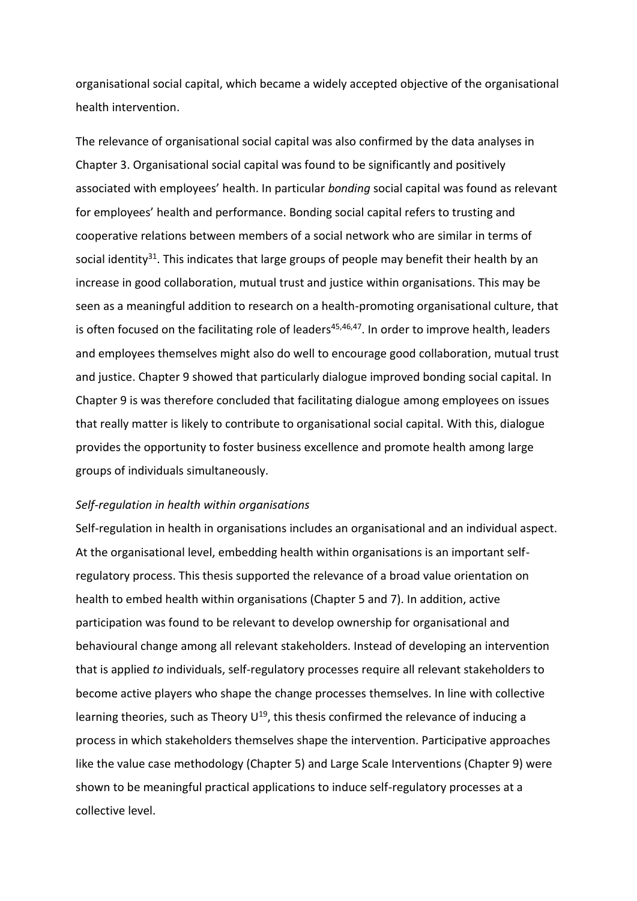organisational social capital, which became a widely accepted objective of the organisational health intervention.

The relevance of organisational social capital was also confirmed by the data analyses in Chapter 3. Organisational social capital was found to be significantly and positively associated with employees' health. In particular *bonding* social capital was found as relevant for employees' health and performance. Bonding social capital refers to trusting and cooperative relations between members of a social network who are similar in terms of social identity[31]. This indicates that large groups of people may benefit their health by an increase in good collaboration, mutual trust and justice within organisations. This may be seen as a meaningful addition to research on a health-promoting organisational culture, that is often focused on the facilitating role of leaders[45,46,47]. In order to improve health, leaders and employees themselves might also do well to encourage good collaboration, mutual trust and justice. Chapter 9 showed that particularly dialogue improved bonding social capital. In Chapter 9 is was therefore concluded that facilitating dialogue among employees on issues that really matter is likely to contribute to organisational social capital. With this, dialogue provides the opportunity to foster business excellence and promote health among large groups of individuals simultaneously.

*Self-regulation in health within organisations*

Self-regulation in health in organisations includes an organisational and an individual aspect. At the organisational level, embedding health within organisations is an important self-regulatory process. This thesis supported the relevance of a broad value orientation on health to embed health within organisations (Chapter 5 and 7). In addition, active participation was found to be relevant to develop ownership for organisational and behavioural change among all relevant stakeholders. Instead of developing an intervention that is applied *to* individuals, self-regulatory processes require all relevant stakeholders to become active players who shape the change processes themselves. In line with collective learning theories, such as Theory U[19], this thesis confirmed the relevance of inducing a process in which stakeholders themselves shape the intervention. Participative approaches like the value case methodology (Chapter 5) and Large Scale Interventions (Chapter 9) were shown to be meaningful practical applications to induce self-regulatory processes at a collective level.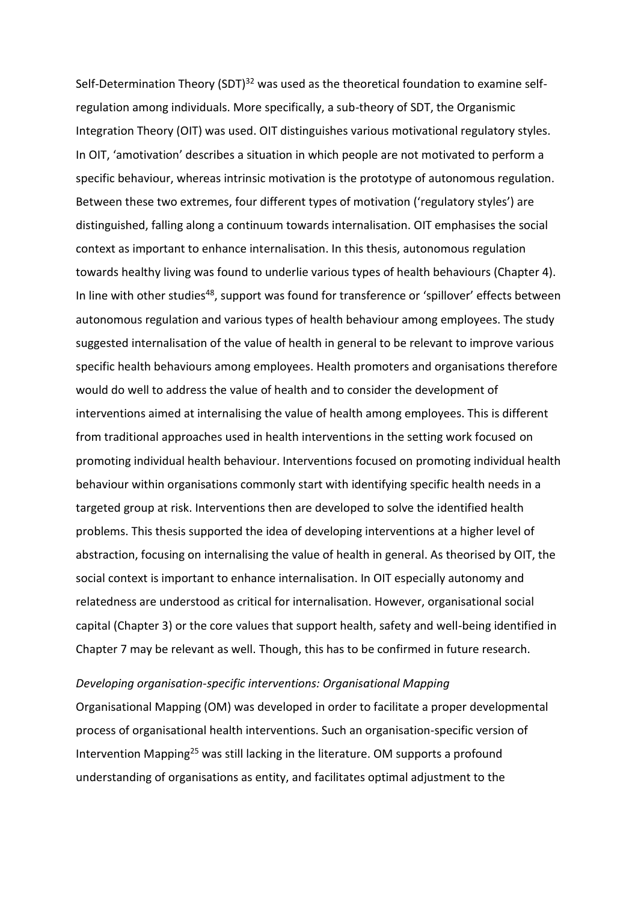Self-Determination Theory (SDT)[32] was used as the theoretical foundation to examine self-regulation among individuals. More specifically, a sub-theory of SDT, the Organismic Integration Theory (OIT) was used. OIT distinguishes various motivational regulatory styles. In OIT, 'amotivation' describes a situation in which people are not motivated to perform a specific behaviour, whereas intrinsic motivation is the prototype of autonomous regulation. Between these two extremes, four different types of motivation ('regulatory styles') are distinguished, falling along a continuum towards internalisation. OIT emphasises the social context as important to enhance internalisation. In this thesis, autonomous regulation towards healthy living was found to underlie various types of health behaviours (Chapter 4). In line with other studies[48], support was found for transference or 'spillover' effects between autonomous regulation and various types of health behaviour among employees. The study suggested internalisation of the value of health in general to be relevant to improve various specific health behaviours among employees. Health promoters and organisations therefore would do well to address the value of health and to consider the development of interventions aimed at internalising the value of health among employees. This is different from traditional approaches used in health interventions in the setting work focused on promoting individual health behaviour. Interventions focused on promoting individual health behaviour within organisations commonly start with identifying specific health needs in a targeted group at risk. Interventions then are developed to solve the identified health problems. This thesis supported the idea of developing interventions at a higher level of abstraction, focusing on internalising the value of health in general. As theorised by OIT, the social context is important to enhance internalisation. In OIT especially autonomy and relatedness are understood as critical for internalisation. However, organisational social capital (Chapter 3) or the core values that support health, safety and well-being identified in Chapter 7 may be relevant as well. Though, this has to be confirmed in future research.

*Developing organisation-specific interventions: Organisational Mapping*

Organisational Mapping (OM) was developed in order to facilitate a proper developmental process of organisational health interventions. Such an organisation-specific version of Intervention Mapping[25] was still lacking in the literature. OM supports a profound understanding of organisations as entity, and facilitates optimal adjustment to the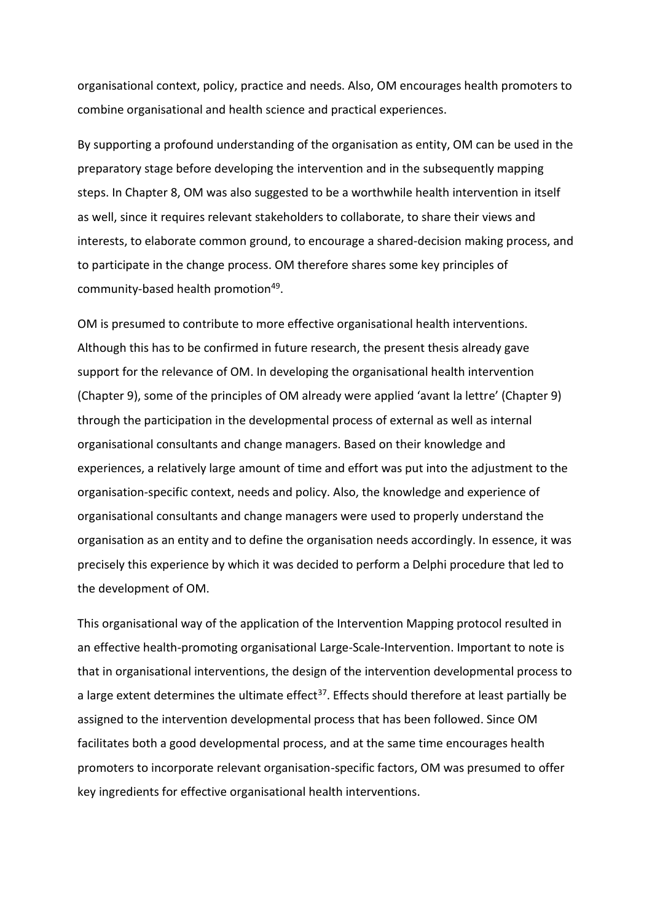organisational context, policy, practice and needs. Also, OM encourages health promoters to combine organisational and health science and practical experiences.

By supporting a profound understanding of the organisation as entity, OM can be used in the preparatory stage before developing the intervention and in the subsequently mapping steps. In Chapter 8, OM was also suggested to be a worthwhile health intervention in itself as well, since it requires relevant stakeholders to collaborate, to share their views and interests, to elaborate common ground, to encourage a shared-decision making process, and to participate in the change process. OM therefore shares some key principles of community-based health promotion[49].

OM is presumed to contribute to more effective organisational health interventions. Although this has to be confirmed in future research, the present thesis already gave support for the relevance of OM. In developing the organisational health intervention (Chapter 9), some of the principles of OM already were applied 'avant la lettre' (Chapter 9) through the participation in the developmental process of external as well as internal organisational consultants and change managers. Based on their knowledge and experiences, a relatively large amount of time and effort was put into the adjustment to the organisation-specific context, needs and policy. Also, the knowledge and experience of organisational consultants and change managers were used to properly understand the organisation as an entity and to define the organisation needs accordingly. In essence, it was precisely this experience by which it was decided to perform a Delphi procedure that led to the development of OM.

This organisational way of the application of the Intervention Mapping protocol resulted in an effective health-promoting organisational Large-Scale-Intervention. Important to note is that in organisational interventions, the design of the intervention developmental process to a large extent determines the ultimate effect[37]. Effects should therefore at least partially be assigned to the intervention developmental process that has been followed. Since OM facilitates both a good developmental process, and at the same time encourages health promoters to incorporate relevant organisation-specific factors, OM was presumed to offer key ingredients for effective organisational health interventions.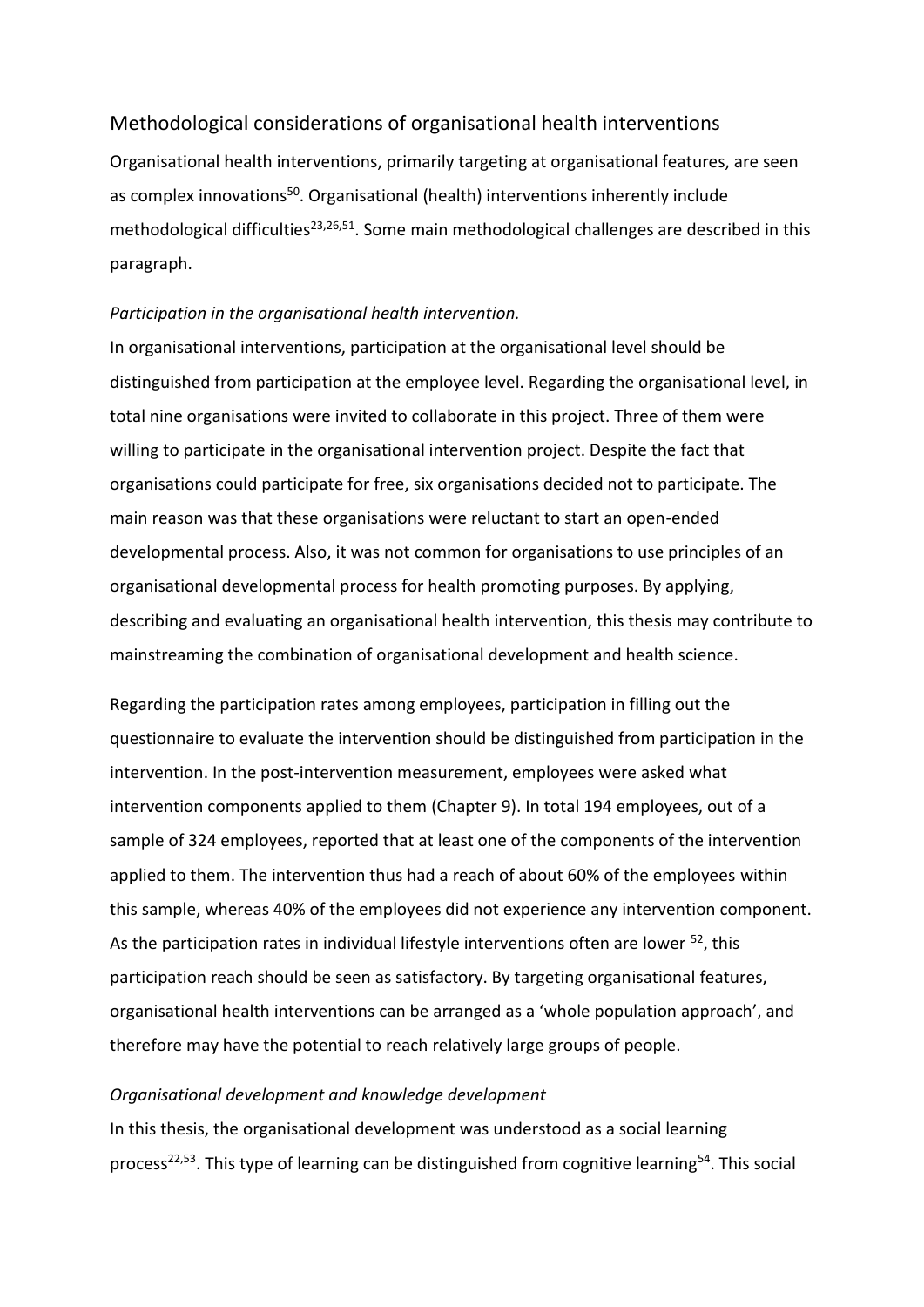## Methodological considerations of organisational health interventions

Organisational health interventions, primarily targeting at organisational features, are seen as complex innovations[50]. Organisational (health) interventions inherently include methodological difficulties[23,26,51]. Some main methodological challenges are described in this paragraph.

### *Participation in the organisational health intervention.*

In organisational interventions, participation at the organisational level should be distinguished from participation at the employee level. Regarding the organisational level, in total nine organisations were invited to collaborate in this project. Three of them were willing to participate in the organisational intervention project. Despite the fact that organisations could participate for free, six organisations decided not to participate. The main reason was that these organisations were reluctant to start an open-ended developmental process. Also, it was not common for organisations to use principles of an organisational developmental process for health promoting purposes. By applying, describing and evaluating an organisational health intervention, this thesis may contribute to mainstreaming the combination of organisational development and health science.

Regarding the participation rates among employees, participation in filling out the questionnaire to evaluate the intervention should be distinguished from participation in the intervention. In the post-intervention measurement, employees were asked what intervention components applied to them (Chapter 9). In total 194 employees, out of a sample of 324 employees, reported that at least one of the components of the intervention applied to them. The intervention thus had a reach of about 60% of the employees within this sample, whereas 40% of the employees did not experience any intervention component. As the participation rates in individual lifestyle interventions often are lower [52], this participation reach should be seen as satisfactory. By targeting organisational features, organisational health interventions can be arranged as a 'whole population approach', and therefore may have the potential to reach relatively large groups of people.

### *Organisational development and knowledge development*

In this thesis, the organisational development was understood as a social learning process[22,53]. This type of learning can be distinguished from cognitive learning[54]. This social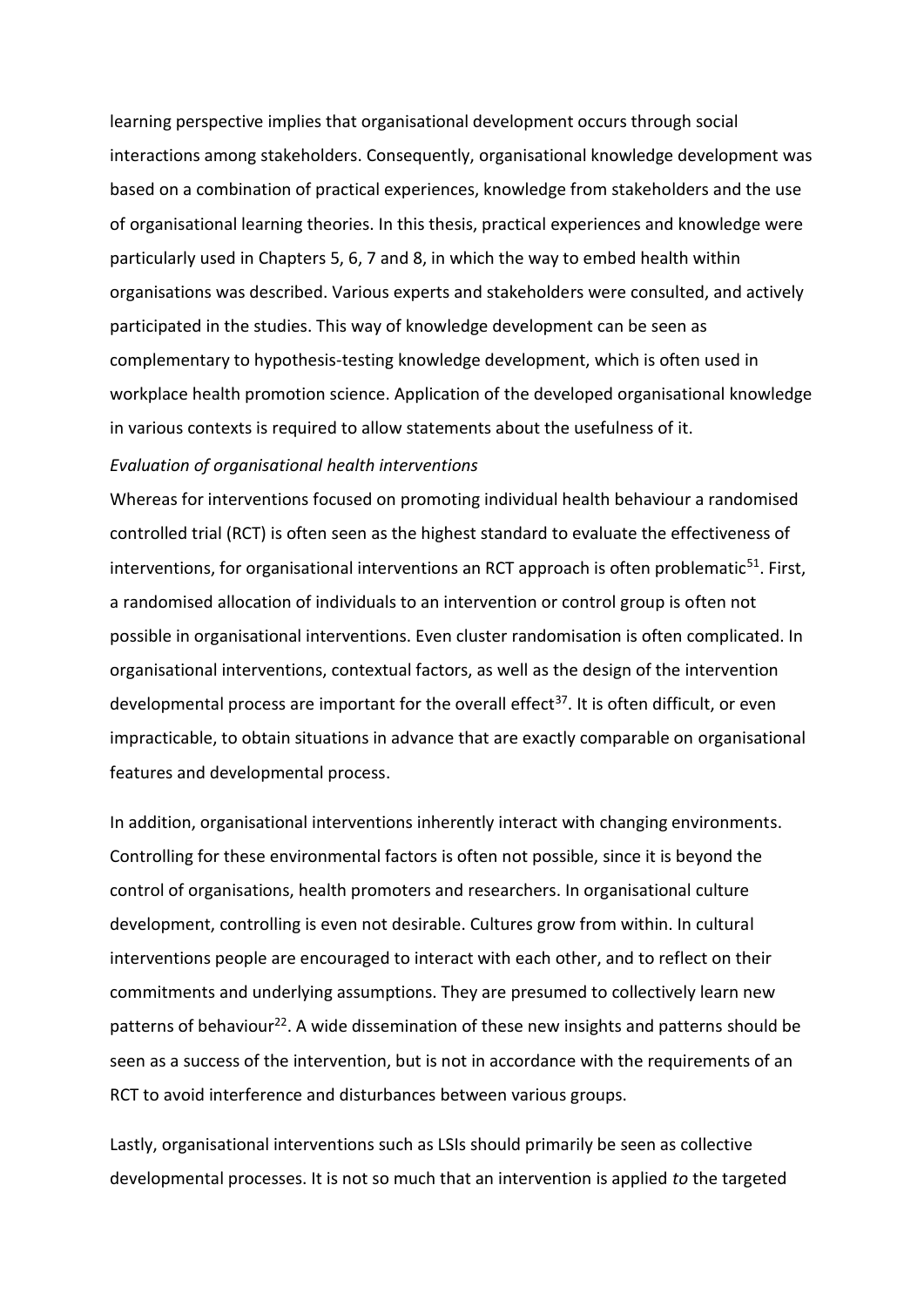learning perspective implies that organisational development occurs through social interactions among stakeholders. Consequently, organisational knowledge development was based on a combination of practical experiences, knowledge from stakeholders and the use of organisational learning theories. In this thesis, practical experiences and knowledge were particularly used in Chapters 5, 6, 7 and 8, in which the way to embed health within organisations was described. Various experts and stakeholders were consulted, and actively participated in the studies. This way of knowledge development can be seen as complementary to hypothesis-testing knowledge development, which is often used in workplace health promotion science. Application of the developed organisational knowledge in various contexts is required to allow statements about the usefulness of it.

*Evaluation of organisational health interventions*

Whereas for interventions focused on promoting individual health behaviour a randomised controlled trial (RCT) is often seen as the highest standard to evaluate the effectiveness of interventions, for organisational interventions an RCT approach is often problematic[51]. First, a randomised allocation of individuals to an intervention or control group is often not possible in organisational interventions. Even cluster randomisation is often complicated. In organisational interventions, contextual factors, as well as the design of the intervention developmental process are important for the overall effect[37]. It is often difficult, or even impracticable, to obtain situations in advance that are exactly comparable on organisational features and developmental process.

In addition, organisational interventions inherently interact with changing environments. Controlling for these environmental factors is often not possible, since it is beyond the control of organisations, health promoters and researchers. In organisational culture development, controlling is even not desirable. Cultures grow from within. In cultural interventions people are encouraged to interact with each other, and to reflect on their commitments and underlying assumptions. They are presumed to collectively learn new patterns of behaviour[22]. A wide dissemination of these new insights and patterns should be seen as a success of the intervention, but is not in accordance with the requirements of an RCT to avoid interference and disturbances between various groups.

Lastly, organisational interventions such as LSIs should primarily be seen as collective developmental processes. It is not so much that an intervention is applied *to* the targeted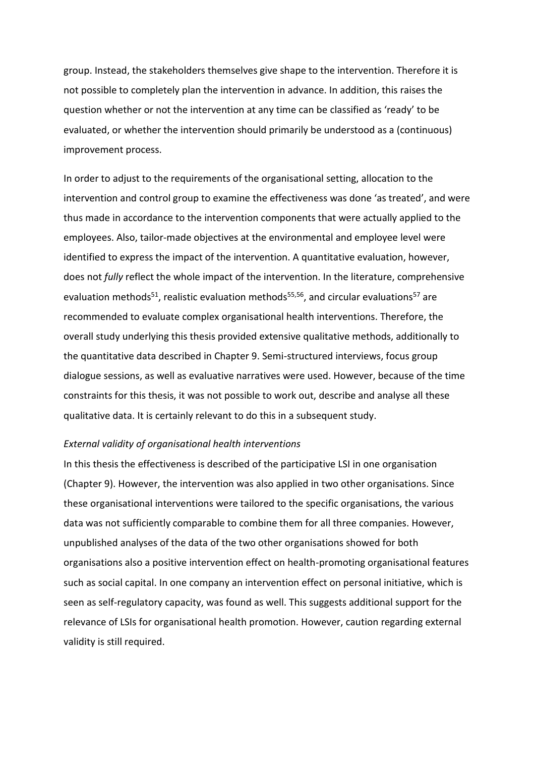group. Instead, the stakeholders themselves give shape to the intervention. Therefore it is not possible to completely plan the intervention in advance. In addition, this raises the question whether or not the intervention at any time can be classified as 'ready' to be evaluated, or whether the intervention should primarily be understood as a (continuous) improvement process.

In order to adjust to the requirements of the organisational setting, allocation to the intervention and control group to examine the effectiveness was done 'as treated', and were thus made in accordance to the intervention components that were actually applied to the employees. Also, tailor-made objectives at the environmental and employee level were identified to express the impact of the intervention. A quantitative evaluation, however, does not *fully* reflect the whole impact of the intervention. In the literature, comprehensive evaluation methods[51], realistic evaluation methods[55,56], and circular evaluations[57] are recommended to evaluate complex organisational health interventions. Therefore, the overall study underlying this thesis provided extensive qualitative methods, additionally to the quantitative data described in Chapter 9. Semi-structured interviews, focus group dialogue sessions, as well as evaluative narratives were used. However, because of the time constraints for this thesis, it was not possible to work out, describe and analyse all these qualitative data. It is certainly relevant to do this in a subsequent study.

*External validity of organisational health interventions*

In this thesis the effectiveness is described of the participative LSI in one organisation (Chapter 9). However, the intervention was also applied in two other organisations. Since these organisational interventions were tailored to the specific organisations, the various data was not sufficiently comparable to combine them for all three companies. However, unpublished analyses of the data of the two other organisations showed for both organisations also a positive intervention effect on health-promoting organisational features such as social capital. In one company an intervention effect on personal initiative, which is seen as self-regulatory capacity, was found as well. This suggests additional support for the relevance of LSIs for organisational health promotion. However, caution regarding external validity is still required.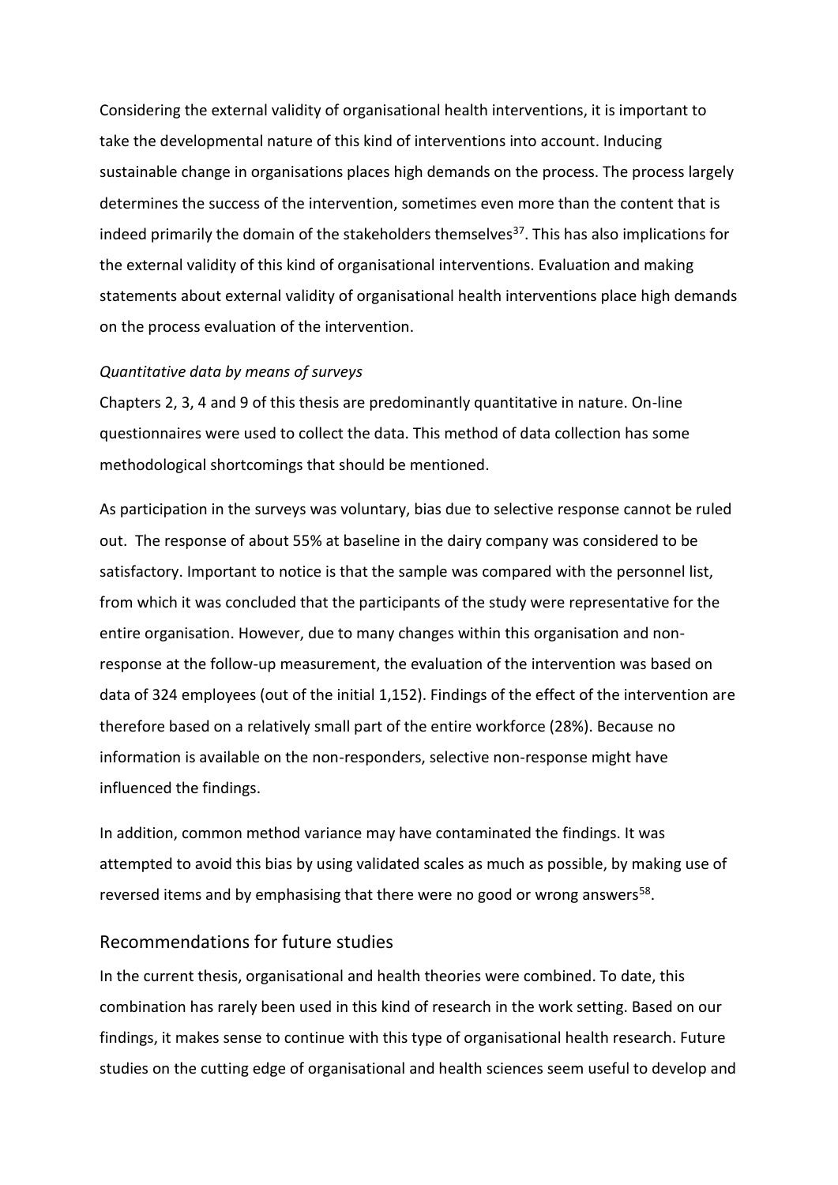Considering the external validity of organisational health interventions, it is important to take the developmental nature of this kind of interventions into account. Inducing sustainable change in organisations places high demands on the process. The process largely determines the success of the intervention, sometimes even more than the content that is indeed primarily the domain of the stakeholders themselves[37]. This has also implications for the external validity of this kind of organisational interventions. Evaluation and making statements about external validity of organisational health interventions place high demands on the process evaluation of the intervention.

*Quantitative data by means of surveys*

Chapters 2, 3, 4 and 9 of this thesis are predominantly quantitative in nature. On-line questionnaires were used to collect the data. This method of data collection has some methodological shortcomings that should be mentioned.

As participation in the surveys was voluntary, bias due to selective response cannot be ruled out. The response of about 55% at baseline in the dairy company was considered to be satisfactory. Important to notice is that the sample was compared with the personnel list, from which it was concluded that the participants of the study were representative for the entire organisation. However, due to many changes within this organisation and non-response at the follow-up measurement, the evaluation of the intervention was based on data of 324 employees (out of the initial 1,152). Findings of the effect of the intervention are therefore based on a relatively small part of the entire workforce (28%). Because no information is available on the non-responders, selective non-response might have influenced the findings.

In addition, common method variance may have contaminated the findings. It was attempted to avoid this bias by using validated scales as much as possible, by making use of reversed items and by emphasising that there were no good or wrong answers[58].

## Recommendations for future studies

In the current thesis, organisational and health theories were combined. To date, this combination has rarely been used in this kind of research in the work setting. Based on our findings, it makes sense to continue with this type of organisational health research. Future studies on the cutting edge of organisational and health sciences seem useful to develop and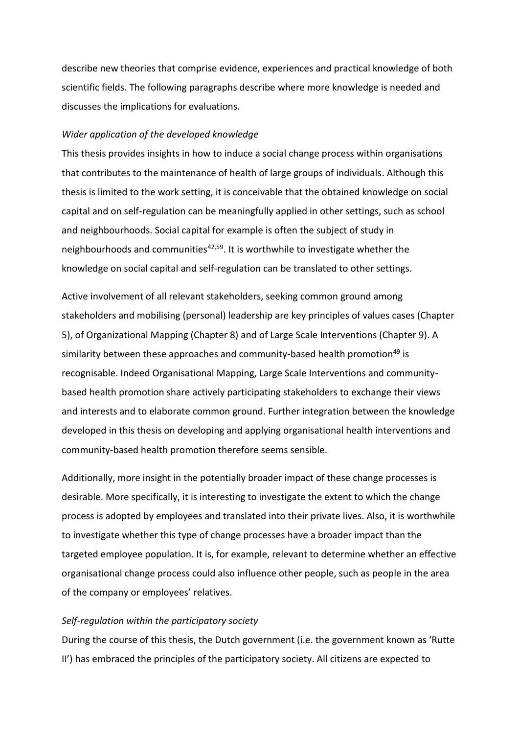describe new theories that comprise evidence, experiences and practical knowledge of both scientific fields. The following paragraphs describe where more knowledge is needed and discusses the implications for evaluations.

*Wider application of the developed knowledge*

This thesis provides insights in how to induce a social change process within organisations that contributes to the maintenance of health of large groups of individuals. Although this thesis is limited to the work setting, it is conceivable that the obtained knowledge on social capital and on self-regulation can be meaningfully applied in other settings, such as school and neighbourhoods. Social capital for example is often the subject of study in neighbourhoods and communities[42,59]. It is worthwhile to investigate whether the knowledge on social capital and self-regulation can be translated to other settings.

Active involvement of all relevant stakeholders, seeking common ground among stakeholders and mobilising (personal) leadership are key principles of values cases (Chapter 5), of Organizational Mapping (Chapter 8) and of Large Scale Interventions (Chapter 9). A similarity between these approaches and community-based health promotion[49] is recognisable. Indeed Organisational Mapping, Large Scale Interventions and community-based health promotion share actively participating stakeholders to exchange their views and interests and to elaborate common ground. Further integration between the knowledge developed in this thesis on developing and applying organisational health interventions and community-based health promotion therefore seems sensible.

Additionally, more insight in the potentially broader impact of these change processes is desirable. More specifically, it is interesting to investigate the extent to which the change process is adopted by employees and translated into their private lives. Also, it is worthwhile to investigate whether this type of change processes have a broader impact than the targeted employee population. It is, for example, relevant to determine whether an effective organisational change process could also influence other people, such as people in the area of the company or employees' relatives.

*Self-regulation within the participatory society*

During the course of this thesis, the Dutch government (i.e. the government known as 'Rutte II') has embraced the principles of the participatory society. All citizens are expected to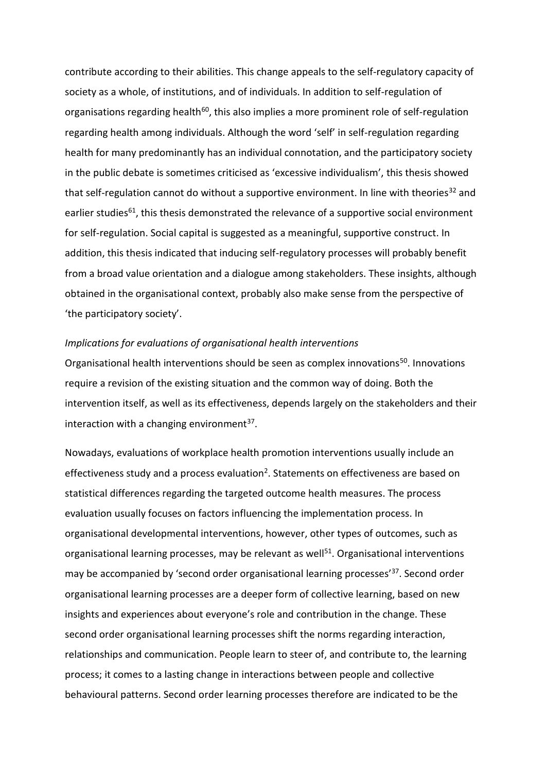contribute according to their abilities. This change appeals to the self-regulatory capacity of society as a whole, of institutions, and of individuals. In addition to self-regulation of organisations regarding health[60], this also implies a more prominent role of self-regulation regarding health among individuals. Although the word 'self' in self-regulation regarding health for many predominantly has an individual connotation, and the participatory society in the public debate is sometimes criticised as 'excessive individualism', this thesis showed that self-regulation cannot do without a supportive environment. In line with theories[32] and earlier studies[61], this thesis demonstrated the relevance of a supportive social environment for self-regulation. Social capital is suggested as a meaningful, supportive construct. In addition, this thesis indicated that inducing self-regulatory processes will probably benefit from a broad value orientation and a dialogue among stakeholders. These insights, although obtained in the organisational context, probably also make sense from the perspective of 'the participatory society'.

*Implications for evaluations of organisational health interventions*

Organisational health interventions should be seen as complex innovations[50]. Innovations require a revision of the existing situation and the common way of doing. Both the intervention itself, as well as its effectiveness, depends largely on the stakeholders and their interaction with a changing environment[37].

Nowadays, evaluations of workplace health promotion interventions usually include an effectiveness study and a process evaluation[2]. Statements on effectiveness are based on statistical differences regarding the targeted outcome health measures. The process evaluation usually focuses on factors influencing the implementation process. In organisational developmental interventions, however, other types of outcomes, such as organisational learning processes, may be relevant as well[51]. Organisational interventions may be accompanied by 'second order organisational learning processes'[37]. Second order organisational learning processes are a deeper form of collective learning, based on new insights and experiences about everyone's role and contribution in the change. These second order organisational learning processes shift the norms regarding interaction, relationships and communication. People learn to steer of, and contribute to, the learning process; it comes to a lasting change in interactions between people and collective behavioural patterns. Second order learning processes therefore are indicated to be the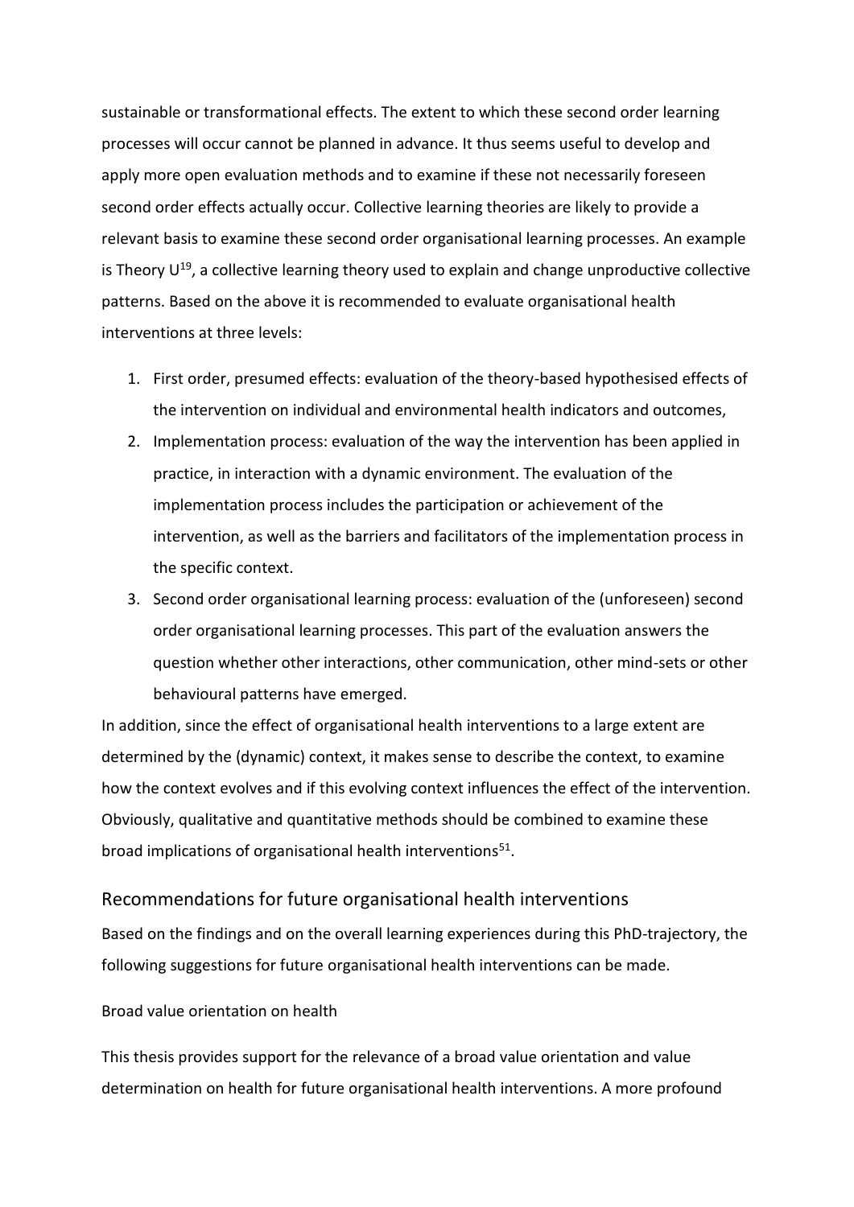sustainable or transformational effects. The extent to which these second order learning processes will occur cannot be planned in advance. It thus seems useful to develop and apply more open evaluation methods and to examine if these not necessarily foreseen second order effects actually occur. Collective learning theories are likely to provide a relevant basis to examine these second order organisational learning processes. An example is Theory U[19], a collective learning theory used to explain and change unproductive collective patterns. Based on the above it is recommended to evaluate organisational health interventions at three levels:

1. First order, presumed effects: evaluation of the theory-based hypothesised effects of the intervention on individual and environmental health indicators and outcomes,
2. Implementation process: evaluation of the way the intervention has been applied in practice, in interaction with a dynamic environment. The evaluation of the implementation process includes the participation or achievement of the intervention, as well as the barriers and facilitators of the implementation process in the specific context.
3. Second order organisational learning process: evaluation of the (unforeseen) second order organisational learning processes. This part of the evaluation answers the question whether other interactions, other communication, other mind-sets or other behavioural patterns have emerged.

In addition, since the effect of organisational health interventions to a large extent are determined by the (dynamic) context, it makes sense to describe the context, to examine how the context evolves and if this evolving context influences the effect of the intervention. Obviously, qualitative and quantitative methods should be combined to examine these broad implications of organisational health interventions[51].

## Recommendations for future organisational health interventions

Based on the findings and on the overall learning experiences during this PhD-trajectory, the following suggestions for future organisational health interventions can be made.

### Broad value orientation on health

This thesis provides support for the relevance of a broad value orientation and value determination on health for future organisational health interventions. A more profound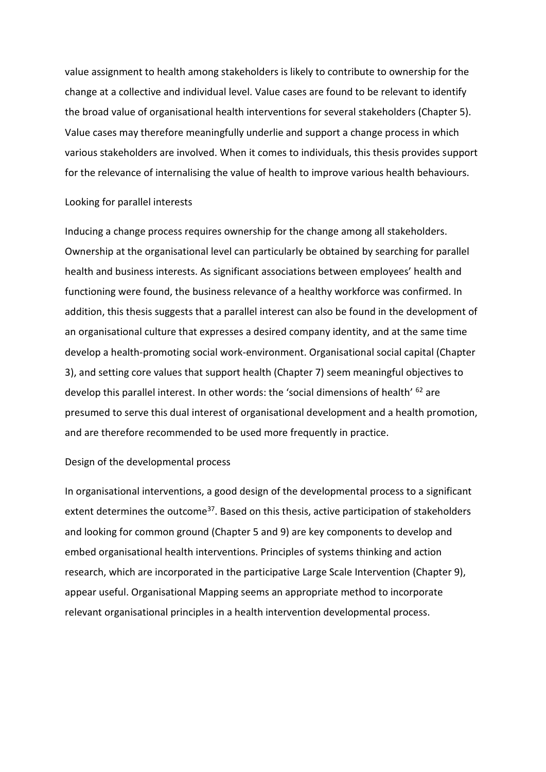value assignment to health among stakeholders is likely to contribute to ownership for the change at a collective and individual level. Value cases are found to be relevant to identify the broad value of organisational health interventions for several stakeholders (Chapter 5). Value cases may therefore meaningfully underlie and support a change process in which various stakeholders are involved. When it comes to individuals, this thesis provides support for the relevance of internalising the value of health to improve various health behaviours.

### Looking for parallel interests

Inducing a change process requires ownership for the change among all stakeholders. Ownership at the organisational level can particularly be obtained by searching for parallel health and business interests. As significant associations between employees' health and functioning were found, the business relevance of a healthy workforce was confirmed. In addition, this thesis suggests that a parallel interest can also be found in the development of an organisational culture that expresses a desired company identity, and at the same time develop a health-promoting social work-environment. Organisational social capital (Chapter 3), and setting core values that support health (Chapter 7) seem meaningful objectives to develop this parallel interest. In other words: the 'social dimensions of health' [62] are presumed to serve this dual interest of organisational development and a health promotion, and are therefore recommended to be used more frequently in practice.

### Design of the developmental process

In organisational interventions, a good design of the developmental process to a significant extent determines the outcome[37]. Based on this thesis, active participation of stakeholders and looking for common ground (Chapter 5 and 9) are key components to develop and embed organisational health interventions. Principles of systems thinking and action research, which are incorporated in the participative Large Scale Intervention (Chapter 9), appear useful. Organisational Mapping seems an appropriate method to incorporate relevant organisational principles in a health intervention developmental process.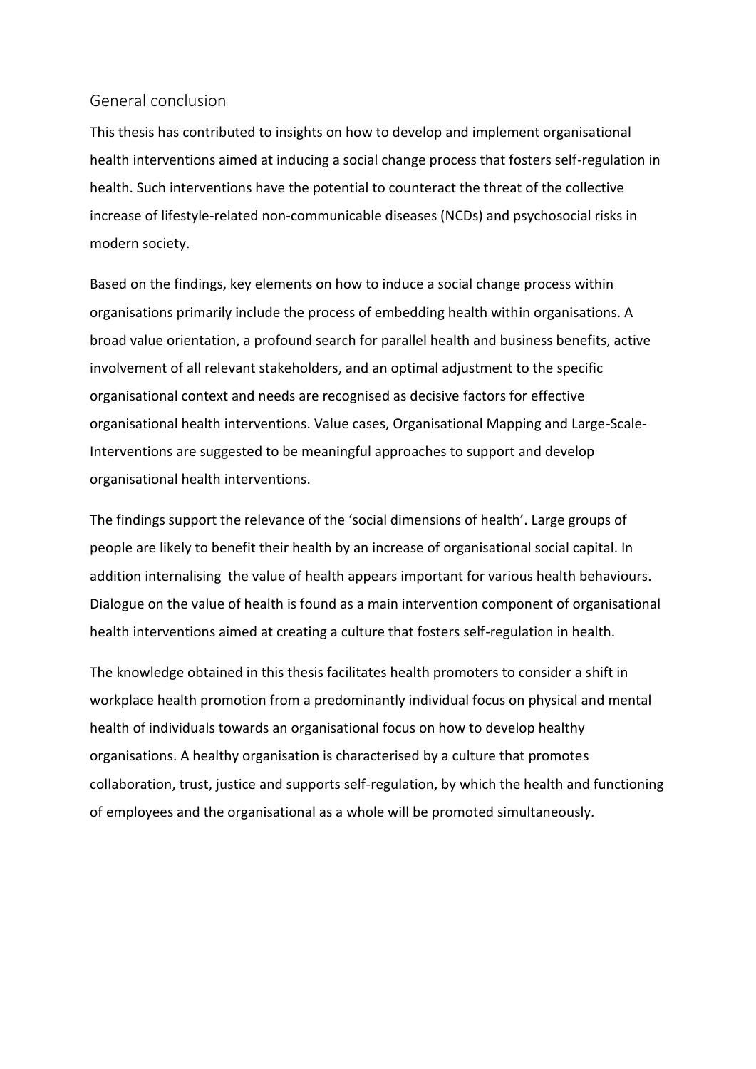## General conclusion

This thesis has contributed to insights on how to develop and implement organisational health interventions aimed at inducing a social change process that fosters self-regulation in health. Such interventions have the potential to counteract the threat of the collective increase of lifestyle-related non-communicable diseases (NCDs) and psychosocial risks in modern society.

Based on the findings, key elements on how to induce a social change process within organisations primarily include the process of embedding health within organisations. A broad value orientation, a profound search for parallel health and business benefits, active involvement of all relevant stakeholders, and an optimal adjustment to the specific organisational context and needs are recognised as decisive factors for effective organisational health interventions. Value cases, Organisational Mapping and Large-Scale-Interventions are suggested to be meaningful approaches to support and develop organisational health interventions.

The findings support the relevance of the 'social dimensions of health'. Large groups of people are likely to benefit their health by an increase of organisational social capital. In addition internalising the value of health appears important for various health behaviours. Dialogue on the value of health is found as a main intervention component of organisational health interventions aimed at creating a culture that fosters self-regulation in health.

The knowledge obtained in this thesis facilitates health promoters to consider a shift in workplace health promotion from a predominantly individual focus on physical and mental health of individuals towards an organisational focus on how to develop healthy organisations. A healthy organisation is characterised by a culture that promotes collaboration, trust, justice and supports self-regulation, by which the health and functioning of employees and the organisational as a whole will be promoted simultaneously.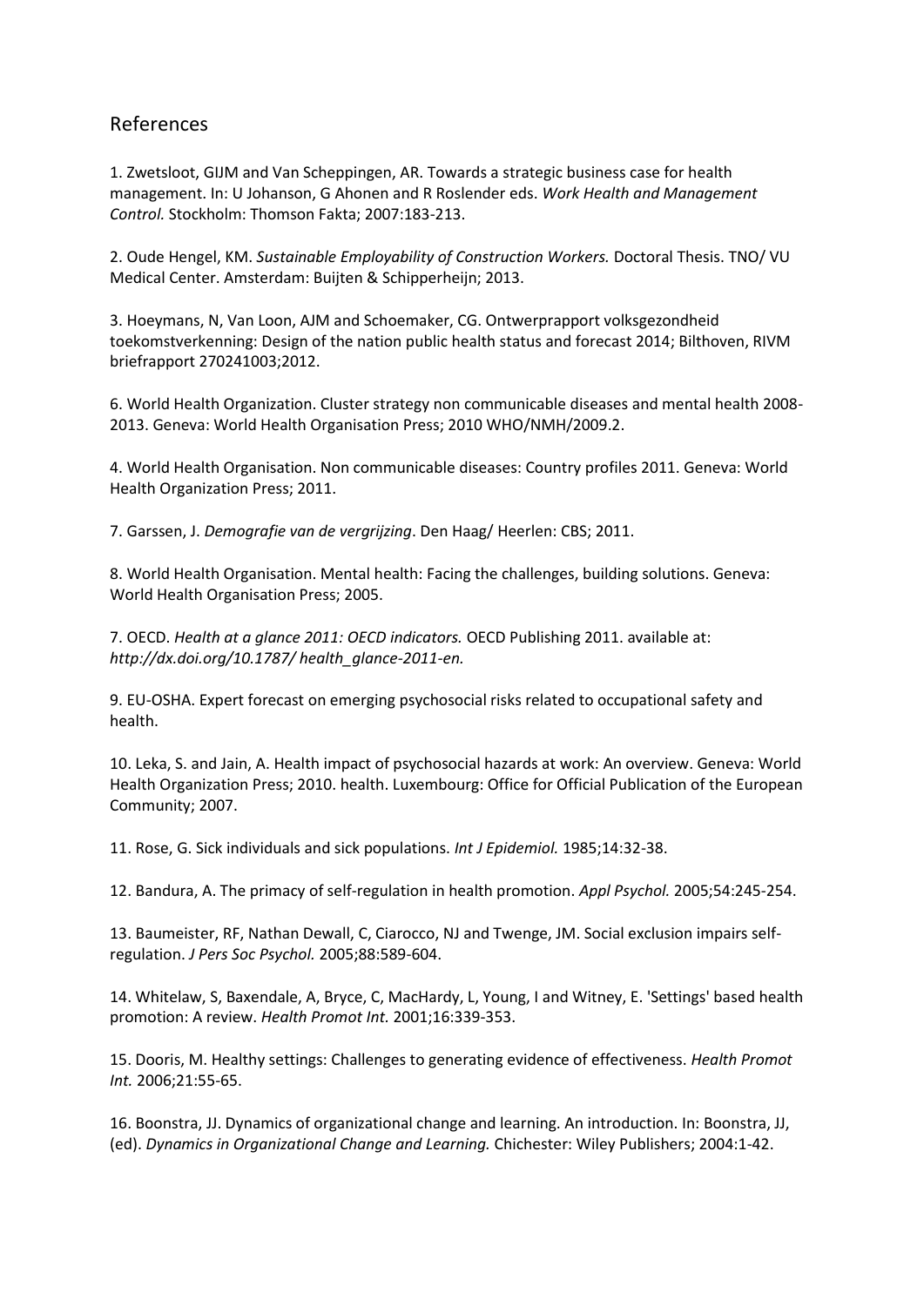## References

1. Zwetsloot, GIJM and Van Scheppingen, AR. Towards a strategic business case for health management. In: U Johanson, G Ahonen and R Roslender eds. *Work Health and Management Control.* Stockholm: Thomson Fakta; 2007:183-213.

2. Oude Hengel, KM. *Sustainable Employability of Construction Workers.* Doctoral Thesis. TNO/ VU Medical Center. Amsterdam: Buijten & Schipperheijn; 2013.

3. Hoeymans, N, Van Loon, AJM and Schoemaker, CG. Ontwerprapport volksgezondheid toekomstverkenning: Design of the nation public health status and forecast 2014; Bilthoven, RIVM briefrapport 270241003;2012.

6. World Health Organization. Cluster strategy non communicable diseases and mental health 2008-2013. Geneva: World Health Organisation Press; 2010 WHO/NMH/2009.2.

4. World Health Organisation. Non communicable diseases: Country profiles 2011. Geneva: World Health Organization Press; 2011.

7. Garssen, J. *Demografie van de vergrijzing*. Den Haag/ Heerlen: CBS; 2011.

8. World Health Organisation. Mental health: Facing the challenges, building solutions. Geneva: World Health Organisation Press; 2005.

7. OECD. *Health at a glance 2011: OECD indicators.* OECD Publishing 2011. available at: *http://dx.doi.org/10.1787/ health_glance-2011-en.*

9. EU-OSHA. Expert forecast on emerging psychosocial risks related to occupational safety and health.

10. Leka, S. and Jain, A. Health impact of psychosocial hazards at work: An overview. Geneva: World Health Organization Press; 2010. health. Luxembourg: Office for Official Publication of the European Community; 2007.

11. Rose, G. Sick individuals and sick populations. *Int J Epidemiol.* 1985;14:32-38.

12. Bandura, A. The primacy of self-regulation in health promotion. *Appl Psychol.* 2005;54:245-254.

13. Baumeister, RF, Nathan Dewall, C, Ciarocco, NJ and Twenge, JM. Social exclusion impairs self-regulation. *J Pers Soc Psychol.* 2005;88:589-604.

14. Whitelaw, S, Baxendale, A, Bryce, C, MacHardy, L, Young, I and Witney, E. 'Settings' based health promotion: A review. *Health Promot Int.* 2001;16:339-353.

15. Dooris, M. Healthy settings: Challenges to generating evidence of effectiveness. *Health Promot Int.* 2006;21:55-65.

16. Boonstra, JJ. Dynamics of organizational change and learning. An introduction. In: Boonstra, JJ, (ed). *Dynamics in Organizational Change and Learning.* Chichester: Wiley Publishers; 2004:1-42.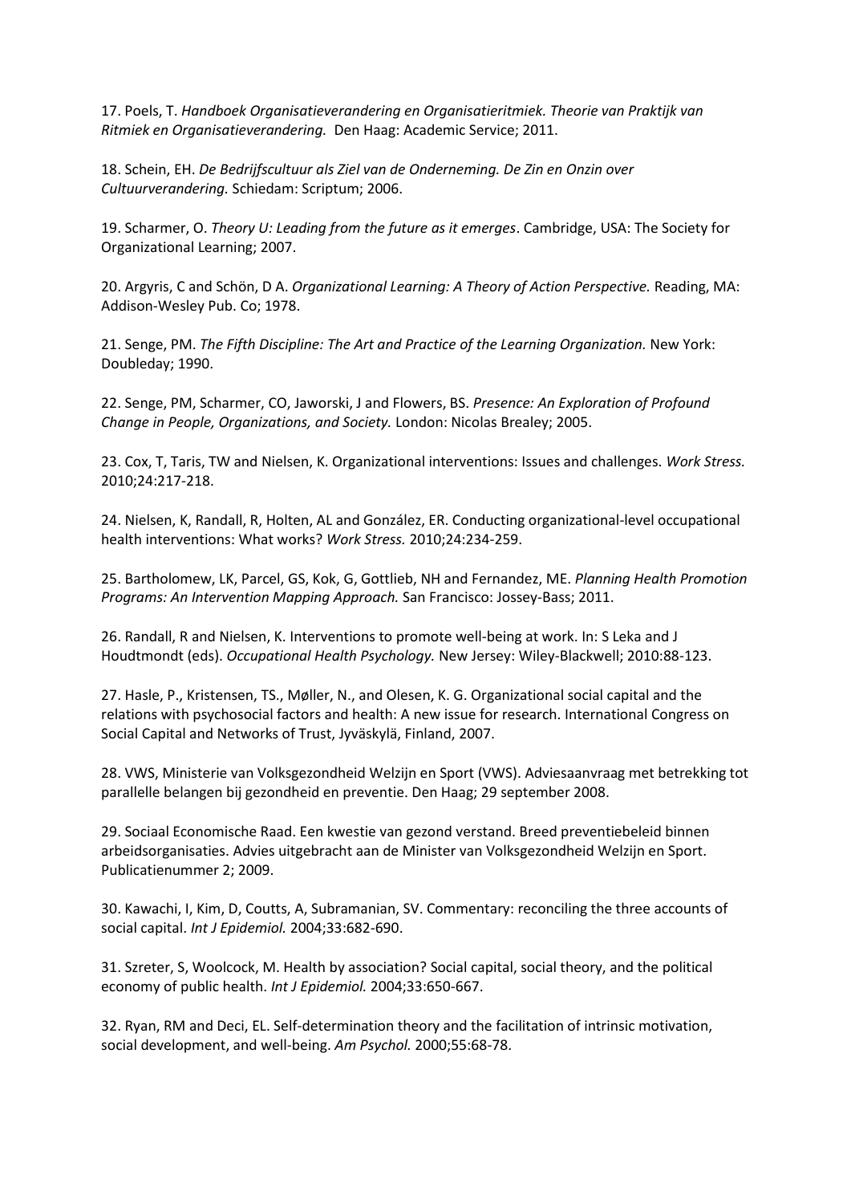17. Poels, T. *Handboek Organisatieverandering en Organisatieritmiek. Theorie van Praktijk van Ritmiek en Organisatieverandering.* Den Haag: Academic Service; 2011.

18. Schein, EH. *De Bedrijfscultuur als Ziel van de Onderneming. De Zin en Onzin over Cultuurverandering.* Schiedam: Scriptum; 2006.

19. Scharmer, O. *Theory U: Leading from the future as it emerges*. Cambridge, USA: The Society for Organizational Learning; 2007.

20. Argyris, C and Schön, D A. *Organizational Learning: A Theory of Action Perspective.* Reading, MA: Addison-Wesley Pub. Co; 1978.

21. Senge, PM. *The Fifth Discipline: The Art and Practice of the Learning Organization.* New York: Doubleday; 1990.

22. Senge, PM, Scharmer, CO, Jaworski, J and Flowers, BS. *Presence: An Exploration of Profound Change in People, Organizations, and Society.* London: Nicolas Brealey; 2005.

23. Cox, T, Taris, TW and Nielsen, K. Organizational interventions: Issues and challenges. *Work Stress.* 2010;24:217-218.

24. Nielsen, K, Randall, R, Holten, AL and González, ER. Conducting organizational-level occupational health interventions: What works? *Work Stress.* 2010;24:234-259.

25. Bartholomew, LK, Parcel, GS, Kok, G, Gottlieb, NH and Fernandez, ME. *Planning Health Promotion Programs: An Intervention Mapping Approach.* San Francisco: Jossey-Bass; 2011.

26. Randall, R and Nielsen, K. Interventions to promote well-being at work. In: S Leka and J Houdtmondt (eds). *Occupational Health Psychology.* New Jersey: Wiley-Blackwell; 2010:88-123.

27. Hasle, P., Kristensen, TS., Møller, N., and Olesen, K. G. Organizational social capital and the relations with psychosocial factors and health: A new issue for research. International Congress on Social Capital and Networks of Trust, Jyväskylä, Finland, 2007.

28. VWS, Ministerie van Volksgezondheid Welzijn en Sport (VWS). Adviesaanvraag met betrekking tot parallelle belangen bij gezondheid en preventie. Den Haag; 29 september 2008.

29. Sociaal Economische Raad. Een kwestie van gezond verstand. Breed preventiebeleid binnen arbeidsorganisaties. Advies uitgebracht aan de Minister van Volksgezondheid Welzijn en Sport. Publicatienummer 2; 2009.

30. Kawachi, I, Kim, D, Coutts, A, Subramanian, SV. Commentary: reconciling the three accounts of social capital. *Int J Epidemiol.* 2004;33:682-690.

31. Szreter, S, Woolcock, M. Health by association? Social capital, social theory, and the political economy of public health. *Int J Epidemiol.* 2004;33:650-667.

32. Ryan, RM and Deci, EL. Self-determination theory and the facilitation of intrinsic motivation, social development, and well-being. *Am Psychol.* 2000;55:68-78.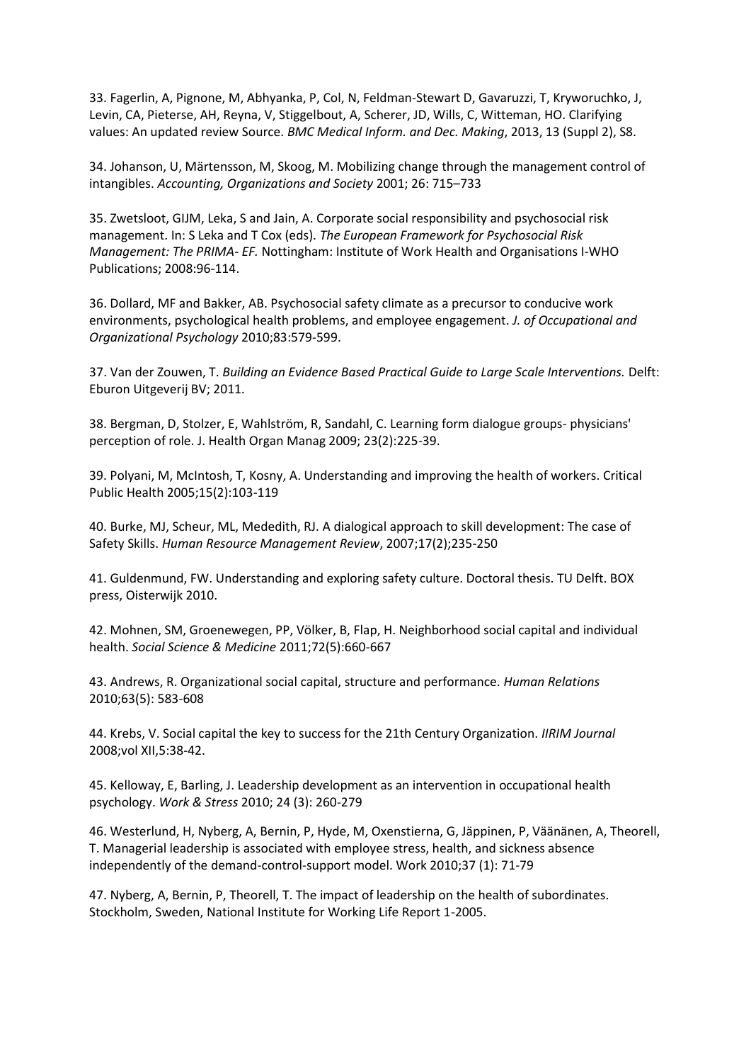33. Fagerlin, A, Pignone, M, Abhyanka, P, Col, N, Feldman-Stewart D, Gavaruzzi, T, Kryworuchko, J, Levin, CA, Pieterse, AH, Reyna, V, Stiggelbout, A, Scherer, JD, Wills, C, Witteman, HO. Clarifying values: An updated review Source. *BMC Medical Inform. and Dec. Making*, 2013, 13 (Suppl 2), S8.

34. Johanson, U, Märtensson, M, Skoog, M. Mobilizing change through the management control of intangibles. *Accounting, Organizations and Society* 2001; 26: 715–733

35. Zwetsloot, GIJM, Leka, S and Jain, A. Corporate social responsibility and psychosocial risk management. In: S Leka and T Cox (eds). *The European Framework for Psychosocial Risk Management: The PRIMA- EF.* Nottingham: Institute of Work Health and Organisations I-WHO Publications; 2008:96-114.

36. Dollard, MF and Bakker, AB. Psychosocial safety climate as a precursor to conducive work environments, psychological health problems, and employee engagement. *J. of Occupational and Organizational Psychology* 2010;83:579-599.

37. Van der Zouwen, T. *Building an Evidence Based Practical Guide to Large Scale Interventions.* Delft: Eburon Uitgeverij BV; 2011.

38. Bergman, D, Stolzer, E, Wahlström, R, Sandahl, C. Learning form dialogue groups- physicians' perception of role. J. Health Organ Manag 2009; 23(2):225-39.

39. Polyani, M, McIntosh, T, Kosny, A. Understanding and improving the health of workers. Critical Public Health 2005;15(2):103-119

40. Burke, MJ, Scheur, ML, Mededith, RJ. A dialogical approach to skill development: The case of Safety Skills. *Human Resource Management Review*, 2007;17(2);235-250

41. Guldenmund, FW. Understanding and exploring safety culture. Doctoral thesis. TU Delft. BOX press, Oisterwijk 2010.

42. Mohnen, SM, Groenewegen, PP, Völker, B, Flap, H. Neighborhood social capital and individual health. *Social Science & Medicine* 2011;72(5):660-667

43. Andrews, R. Organizational social capital, structure and performance. *Human Relations* 2010;63(5): 583-608

44. Krebs, V. Social capital the key to success for the 21th Century Organization. *IIRIM Journal* 2008;vol XII,5:38-42.

45. Kelloway, E, Barling, J. Leadership development as an intervention in occupational health psychology. *Work & Stress* 2010; 24 (3): 260-279

46. Westerlund, H, Nyberg, A, Bernin, P, Hyde, M, Oxenstierna, G, Jäppinen, P, Väänänen, A, Theorell, T. Managerial leadership is associated with employee stress, health, and sickness absence independently of the demand-control-support model. Work 2010;37 (1): 71-79

47. Nyberg, A, Bernin, P, Theorell, T. The impact of leadership on the health of subordinates. Stockholm, Sweden, National Institute for Working Life Report 1-2005.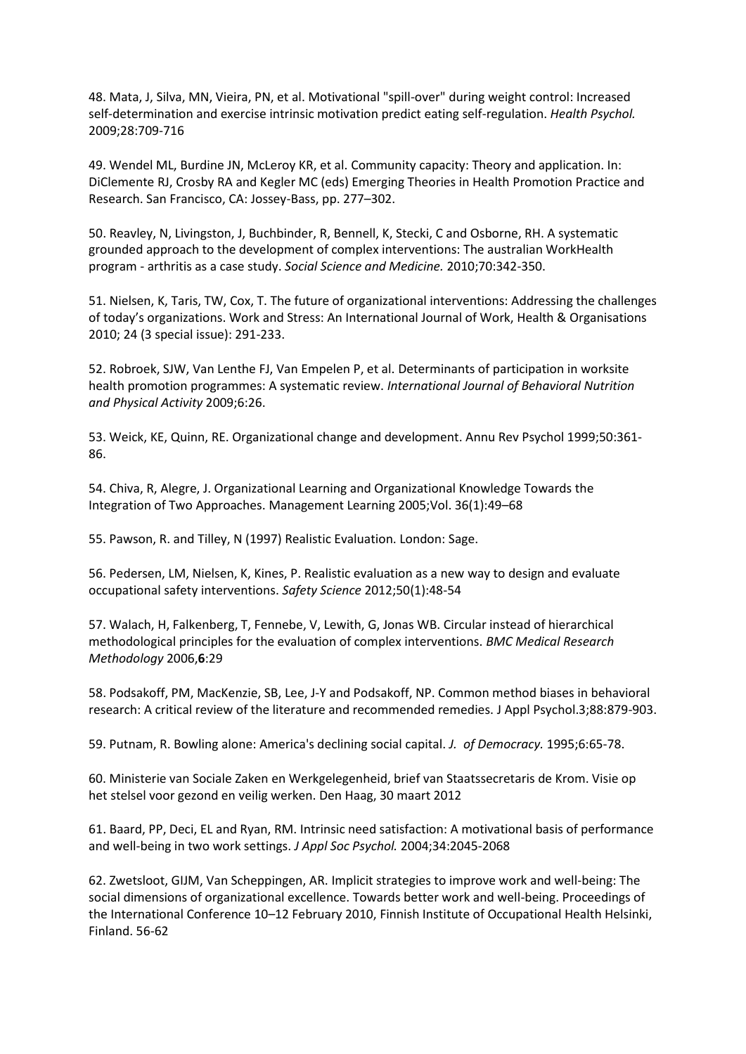48. Mata, J, Silva, MN, Vieira, PN, et al. Motivational "spill-over" during weight control: Increased self-determination and exercise intrinsic motivation predict eating self-regulation. *Health Psychol.* 2009;28:709-716

49. Wendel ML, Burdine JN, McLeroy KR, et al. Community capacity: Theory and application. In: DiClemente RJ, Crosby RA and Kegler MC (eds) Emerging Theories in Health Promotion Practice and Research. San Francisco, CA: Jossey-Bass, pp. 277–302.

50. Reavley, N, Livingston, J, Buchbinder, R, Bennell, K, Stecki, C and Osborne, RH. A systematic grounded approach to the development of complex interventions: The australian WorkHealth program - arthritis as a case study. *Social Science and Medicine.* 2010;70:342-350.

51. Nielsen, K, Taris, TW, Cox, T. The future of organizational interventions: Addressing the challenges of today's organizations. Work and Stress: An International Journal of Work, Health & Organisations 2010; 24 (3 special issue): 291-233.

52. Robroek, SJW, Van Lenthe FJ, Van Empelen P, et al. Determinants of participation in worksite health promotion programmes: A systematic review. *International Journal of Behavioral Nutrition and Physical Activity* 2009;6:26.

53. Weick, KE, Quinn, RE. Organizational change and development. Annu Rev Psychol 1999;50:361-86.

54. Chiva, R, Alegre, J. Organizational Learning and Organizational Knowledge Towards the Integration of Two Approaches. Management Learning 2005;Vol. 36(1):49–68

55. Pawson, R. and Tilley, N (1997) Realistic Evaluation. London: Sage.

56. Pedersen, LM, Nielsen, K, Kines, P. Realistic evaluation as a new way to design and evaluate occupational safety interventions. *Safety Science* 2012;50(1):48-54

57. Walach, H, Falkenberg, T, Fennebe, V, Lewith, G, Jonas WB. Circular instead of hierarchical methodological principles for the evaluation of complex interventions. *BMC Medical Research Methodology* 2006,**6**:29

58. Podsakoff, PM, MacKenzie, SB, Lee, J-Y and Podsakoff, NP. Common method biases in behavioral research: A critical review of the literature and recommended remedies. J Appl Psychol.3;88:879-903.

59. Putnam, R. Bowling alone: America's declining social capital. *J. of Democracy.* 1995;6:65-78.

60. Ministerie van Sociale Zaken en Werkgelegenheid, brief van Staatssecretaris de Krom. Visie op het stelsel voor gezond en veilig werken. Den Haag, 30 maart 2012

61. Baard, PP, Deci, EL and Ryan, RM. Intrinsic need satisfaction: A motivational basis of performance and well-being in two work settings. *J Appl Soc Psychol.* 2004;34:2045-2068

62. Zwetsloot, GIJM, Van Scheppingen, AR. Implicit strategies to improve work and well-being: The social dimensions of organizational excellence. Towards better work and well-being. Proceedings of the International Conference 10–12 February 2010, Finnish Institute of Occupational Health Helsinki, Finland. 56-62